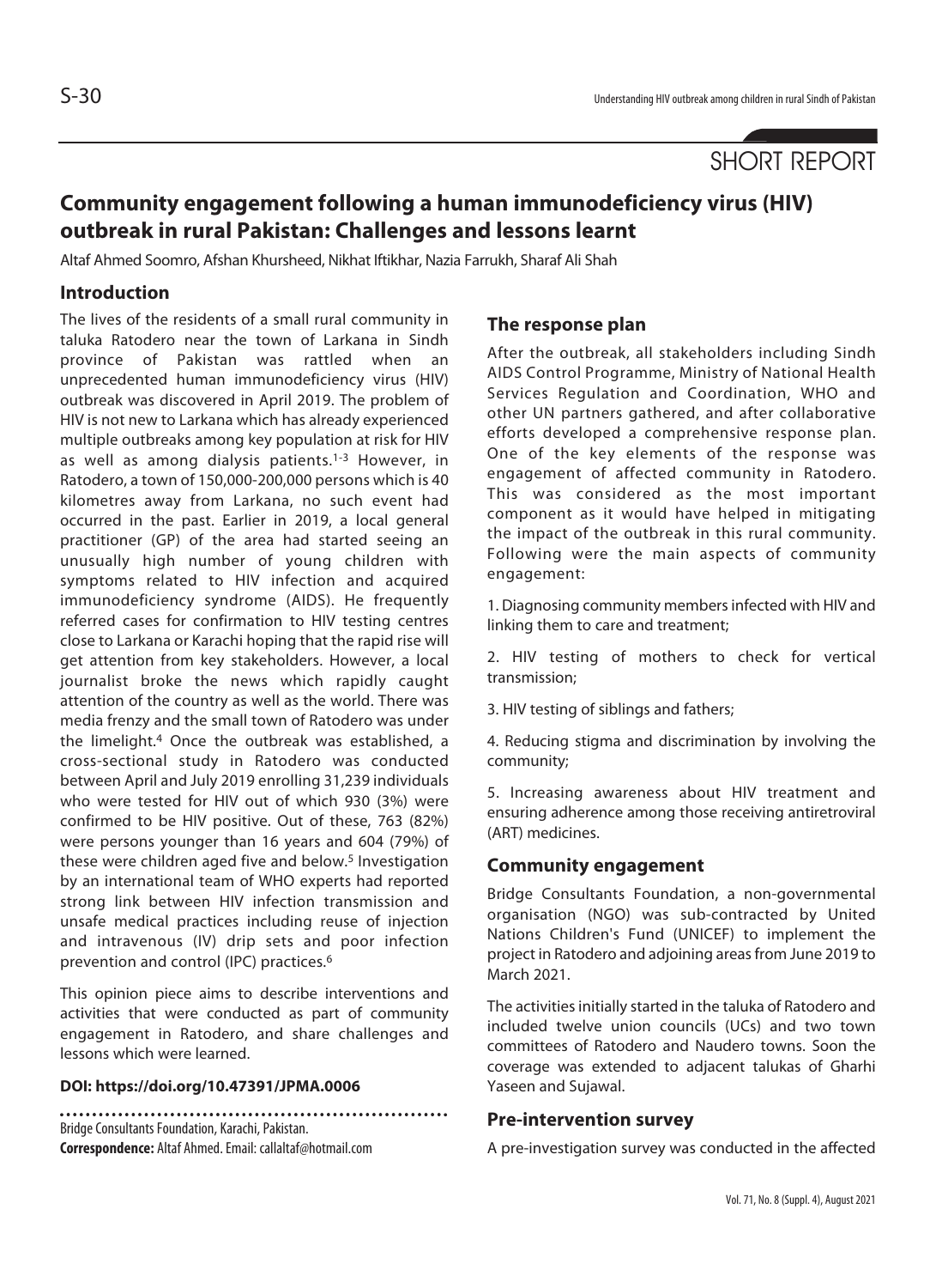SHORT REPORT

# Community engagement following a human immunodeficiency virus (HIV) outbreak in rural Pakistan: Challenges and lessons learnt

Altaf Ahmed Soomro, Afshan Khursheed, Nikhat Iftikhar, Nazia Farrukh, Sharaf Ali Shah

## Introduction

The lives of the residents of a small rural community in taluka Ratodero near the town of Larkana in Sindh province of Pakistan was rattled when an unprecedented human immunodeficiency virus (HIV) outbreak was discovered in April 2019. The problem of HIV is not new to Larkana which has already experienced multiple outbreaks among key population at risk for HIV as well as among dialysis patients.[1-3] However, in Ratodero, a town of 150,000-200,000 persons which is 40 kilometres away from Larkana, no such event had occurred in the past. Earlier in 2019, a local general practitioner (GP) of the area had started seeing an unusually high number of young children with symptoms related to HIV infection and acquired immunodeficiency syndrome (AIDS). He frequently referred cases for confirmation to HIV testing centres close to Larkana or Karachi hoping that the rapid rise will get attention from key stakeholders. However, a local journalist broke the news which rapidly caught attention of the country as well as the world. There was media frenzy and the small town of Ratodero was under the limelight.[4] Once the outbreak was established, a cross-sectional study in Ratodero was conducted between April and July 2019 enrolling 31,239 individuals who were tested for HIV out of which 930 (3%) were confirmed to be HIV positive. Out of these, 763 (82%) were persons younger than 16 years and 604 (79%) of these were children aged five and below.[5] Investigation by an international team of WHO experts had reported strong link between HIV infection transmission and unsafe medical practices including reuse of injection and intravenous (IV) drip sets and poor infection prevention and control (IPC) practices.[6]

This opinion piece aims to describe interventions and activities that were conducted as part of community engagement in Ratodero, and share challenges and lessons which were learned.

**DOI: https://doi.org/10.47391/JPMA.0006**

Bridge Consultants Foundation, Karachi, Pakistan.

**Correspondence:** Altaf Ahmed. Email: callaltaf@hotmail.com

## The response plan

After the outbreak, all stakeholders including Sindh AIDS Control Programme, Ministry of National Health Services Regulation and Coordination, WHO and other UN partners gathered, and after collaborative efforts developed a comprehensive response plan. One of the key elements of the response was engagement of affected community in Ratodero. This was considered as the most important component as it would have helped in mitigating the impact of the outbreak in this rural community. Following were the main aspects of community engagement:

1. Diagnosing community members infected with HIV and linking them to care and treatment;

2. HIV testing of mothers to check for vertical transmission;

3. HIV testing of siblings and fathers;

4. Reducing stigma and discrimination by involving the community;

5. Increasing awareness about HIV treatment and ensuring adherence among those receiving antiretroviral (ART) medicines.

## Community engagement

Bridge Consultants Foundation, a non-governmental organisation (NGO) was sub-contracted by United Nations Children's Fund (UNICEF) to implement the project in Ratodero and adjoining areas from June 2019 to March 2021.

The activities initially started in the taluka of Ratodero and included twelve union councils (UCs) and two town committees of Ratodero and Naudero towns. Soon the coverage was extended to adjacent talukas of Gharhi Yaseen and Sujawal.

## Pre-intervention survey

A pre-investigation survey was conducted in the affected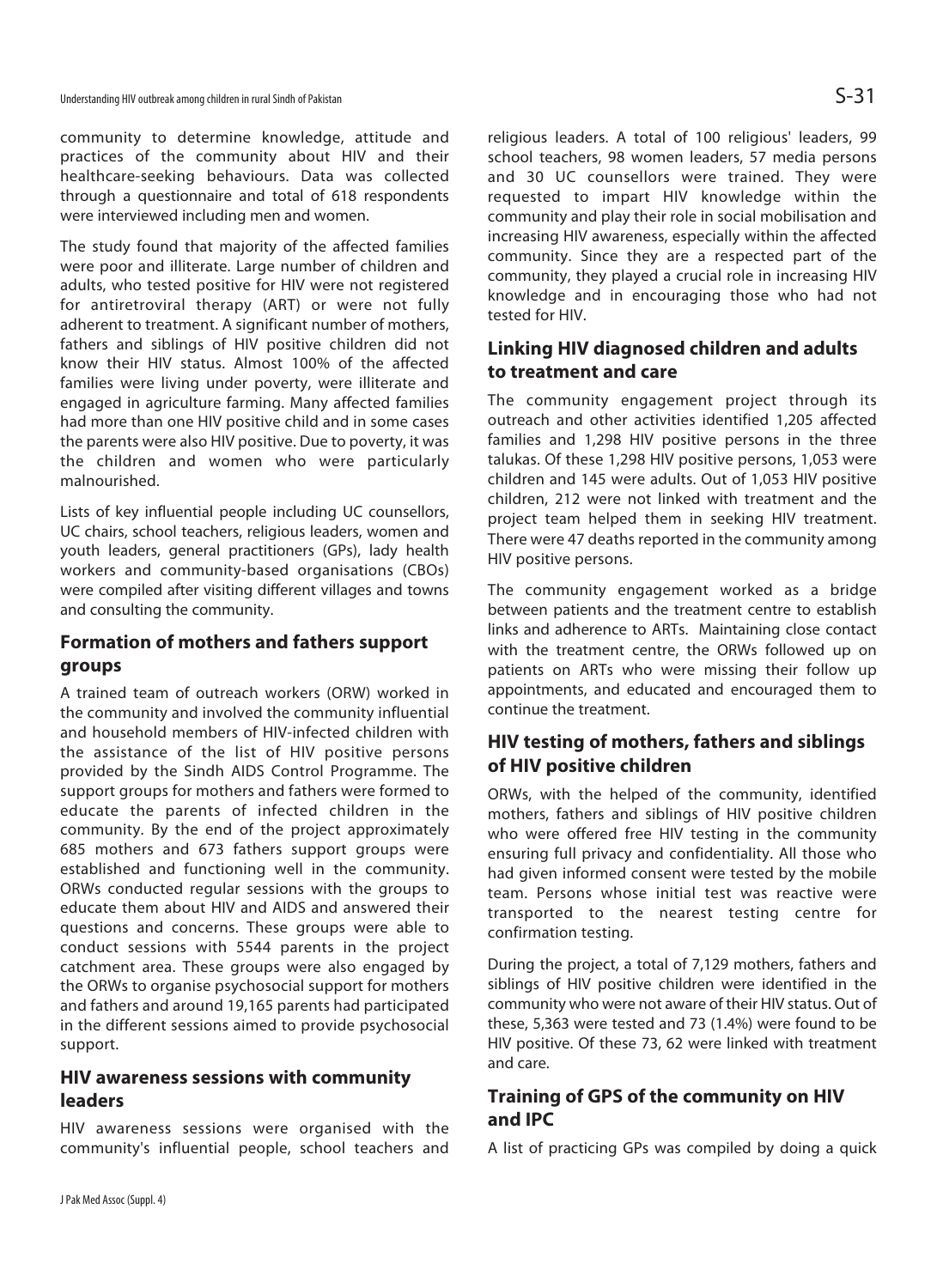community to determine knowledge, attitude and practices of the community about HIV and their healthcare-seeking behaviours. Data was collected through a questionnaire and total of 618 respondents were interviewed including men and women.

The study found that majority of the affected families were poor and illiterate. Large number of children and adults, who tested positive for HIV were not registered for antiretroviral therapy (ART) or were not fully adherent to treatment. A significant number of mothers, fathers and siblings of HIV positive children did not know their HIV status. Almost 100% of the affected families were living under poverty, were illiterate and engaged in agriculture farming. Many affected families had more than one HIV positive child and in some cases the parents were also HIV positive. Due to poverty, it was the children and women who were particularly malnourished.

Lists of key influential people including UC counsellors, UC chairs, school teachers, religious leaders, women and youth leaders, general practitioners (GPs), lady health workers and community-based organisations (CBOs) were compiled after visiting different villages and towns and consulting the community.

## Formation of mothers and fathers support groups

A trained team of outreach workers (ORW) worked in the community and involved the community influential and household members of HIV-infected children with the assistance of the list of HIV positive persons provided by the Sindh AIDS Control Programme. The support groups for mothers and fathers were formed to educate the parents of infected children in the community. By the end of the project approximately 685 mothers and 673 fathers support groups were established and functioning well in the community. ORWs conducted regular sessions with the groups to educate them about HIV and AIDS and answered their questions and concerns. These groups were able to conduct sessions with 5544 parents in the project catchment area. These groups were also engaged by the ORWs to organise psychosocial support for mothers and fathers and around 19,165 parents had participated in the different sessions aimed to provide psychosocial support.

## HIV awareness sessions with community leaders

HIV awareness sessions were organised with the community's influential people, school teachers and religious leaders. A total of 100 religious' leaders, 99 school teachers, 98 women leaders, 57 media persons and 30 UC counsellors were trained. They were requested to impart HIV knowledge within the community and play their role in social mobilisation and increasing HIV awareness, especially within the affected community. Since they are a respected part of the community, they played a crucial role in increasing HIV knowledge and in encouraging those who had not tested for HIV.

## Linking HIV diagnosed children and adults to treatment and care

The community engagement project through its outreach and other activities identified 1,205 affected families and 1,298 HIV positive persons in the three talukas. Of these 1,298 HIV positive persons, 1,053 were children and 145 were adults. Out of 1,053 HIV positive children, 212 were not linked with treatment and the project team helped them in seeking HIV treatment. There were 47 deaths reported in the community among HIV positive persons.

The community engagement worked as a bridge between patients and the treatment centre to establish links and adherence to ARTs. Maintaining close contact with the treatment centre, the ORWs followed up on patients on ARTs who were missing their follow up appointments, and educated and encouraged them to continue the treatment.

## HIV testing of mothers, fathers and siblings of HIV positive children

ORWs, with the helped of the community, identified mothers, fathers and siblings of HIV positive children who were offered free HIV testing in the community ensuring full privacy and confidentiality. All those who had given informed consent were tested by the mobile team. Persons whose initial test was reactive were transported to the nearest testing centre for confirmation testing.

During the project, a total of 7,129 mothers, fathers and siblings of HIV positive children were identified in the community who were not aware of their HIV status. Out of these, 5,363 were tested and 73 (1.4%) were found to be HIV positive. Of these 73, 62 were linked with treatment and care.

## Training of GPS of the community on HIV and IPC

A list of practicing GPs was compiled by doing a quick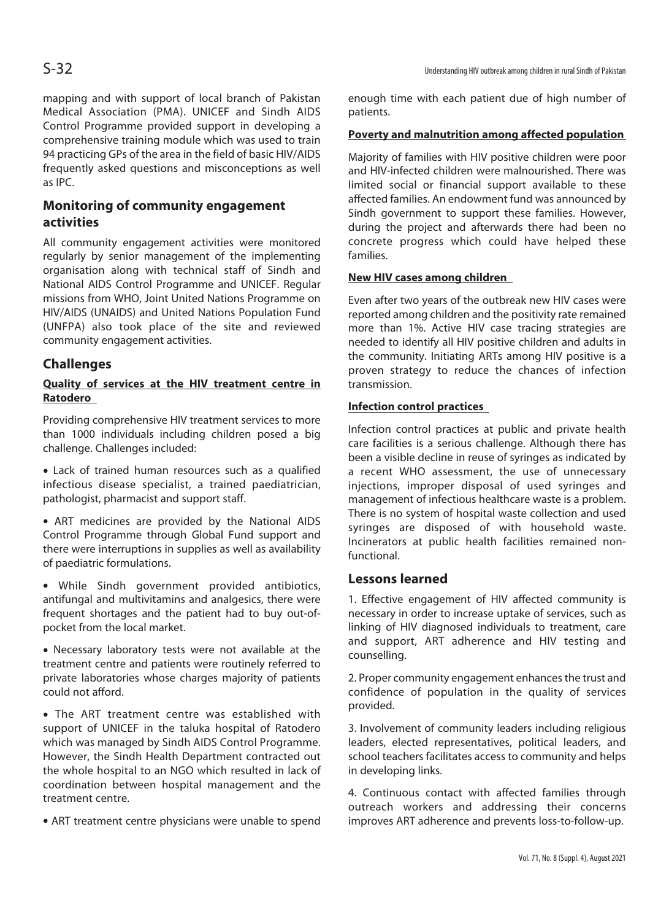mapping and with support of local branch of Pakistan Medical Association (PMA). UNICEF and Sindh AIDS Control Programme provided support in developing a comprehensive training module which was used to train 94 practicing GPs of the area in the field of basic HIV/AIDS frequently asked questions and misconceptions as well as IPC.

## Monitoring of community engagement activities

All community engagement activities were monitored regularly by senior management of the implementing organisation along with technical staff of Sindh and National AIDS Control Programme and UNICEF. Regular missions from WHO, Joint United Nations Programme on HIV/AIDS (UNAIDS) and United Nations Population Fund (UNFPA) also took place of the site and reviewed community engagement activities.

## Challenges

**Quality of services at the HIV treatment centre in Ratodero**

Providing comprehensive HIV treatment services to more than 1000 individuals including children posed a big challenge. Challenges included:

- Lack of trained human resources such as a qualified infectious disease specialist, a trained paediatrician, pathologist, pharmacist and support staff.
- ART medicines are provided by the National AIDS Control Programme through Global Fund support and there were interruptions in supplies as well as availability of paediatric formulations.
- While Sindh government provided antibiotics, antifungal and multivitamins and analgesics, there were frequent shortages and the patient had to buy out-of-pocket from the local market.
- Necessary laboratory tests were not available at the treatment centre and patients were routinely referred to private laboratories whose charges majority of patients could not afford.
- The ART treatment centre was established with support of UNICEF in the taluka hospital of Ratodero which was managed by Sindh AIDS Control Programme. However, the Sindh Health Department contracted out the whole hospital to an NGO which resulted in lack of coordination between hospital management and the treatment centre.
- ART treatment centre physicians were unable to spend enough time with each patient due of high number of patients.

**Poverty and malnutrition among affected population**

Majority of families with HIV positive children were poor and HIV-infected children were malnourished. There was limited social or financial support available to these affected families. An endowment fund was announced by Sindh government to support these families. However, during the project and afterwards there had been no concrete progress which could have helped these families.

**New HIV cases among children**

Even after two years of the outbreak new HIV cases were reported among children and the positivity rate remained more than 1%. Active HIV case tracing strategies are needed to identify all HIV positive children and adults in the community. Initiating ARTs among HIV positive is a proven strategy to reduce the chances of infection transmission.

**Infection control practices**

Infection control practices at public and private health care facilities is a serious challenge. Although there has been a visible decline in reuse of syringes as indicated by a recent WHO assessment, the use of unnecessary injections, improper disposal of used syringes and management of infectious healthcare waste is a problem. There is no system of hospital waste collection and used syringes are disposed of with household waste. Incinerators at public health facilities remained non-functional.

## Lessons learned

1. Effective engagement of HIV affected community is necessary in order to increase uptake of services, such as linking of HIV diagnosed individuals to treatment, care and support, ART adherence and HIV testing and counselling.

2. Proper community engagement enhances the trust and confidence of population in the quality of services provided.

3. Involvement of community leaders including religious leaders, elected representatives, political leaders, and school teachers facilitates access to community and helps in developing links.

4. Continuous contact with affected families through outreach workers and addressing their concerns improves ART adherence and prevents loss-to-follow-up.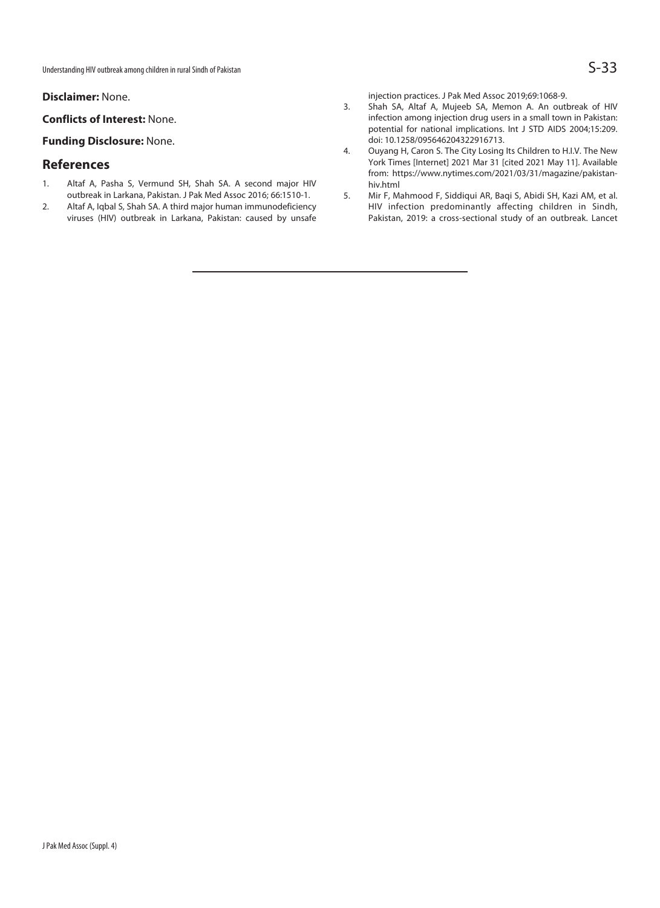**Disclaimer:** None.

**Conflicts of Interest:** None.

**Funding Disclosure:** None.

## References

1. Altaf A, Pasha S, Vermund SH, Shah SA. A second major HIV outbreak in Larkana, Pakistan. J Pak Med Assoc 2016; 66:1510-1.
2. Altaf A, Iqbal S, Shah SA. A third major human immunodeficiency viruses (HIV) outbreak in Larkana, Pakistan: caused by unsafe injection practices. J Pak Med Assoc 2019;69:1068-9.
3. Shah SA, Altaf A, Mujeeb SA, Memon A. An outbreak of HIV infection among injection drug users in a small town in Pakistan: potential for national implications. Int J STD AIDS 2004;15:209. doi: 10.1258/095646204322916713.
4. Ouyang H, Caron S. The City Losing Its Children to H.I.V. The New York Times [Internet] 2021 Mar 31 [cited 2021 May 11]. Available from: https://www.nytimes.com/2021/03/31/magazine/pakistan-hiv.html
5. Mir F, Mahmood F, Siddiqui AR, Baqi S, Abidi SH, Kazi AM, et al. HIV infection predominantly affecting children in Sindh, Pakistan, 2019: a cross-sectional study of an outbreak. Lancet